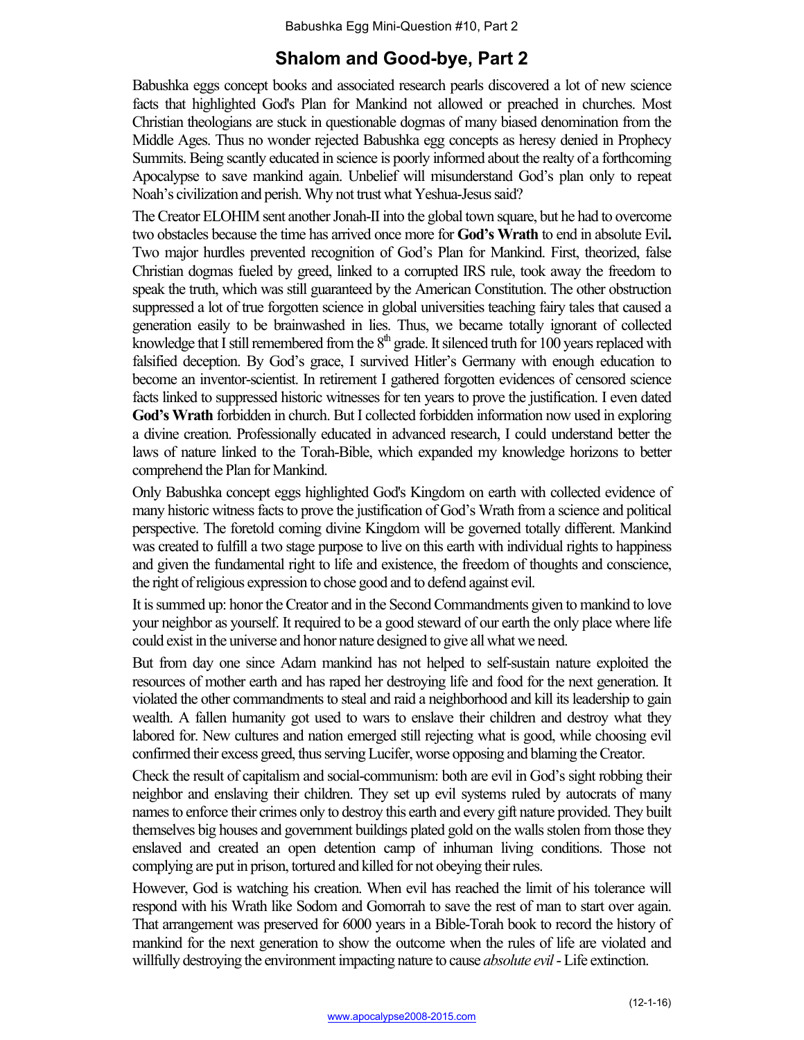Babushka Egg Mini-Question #10, Part 2

# Shalom and Good-bye, Part 2

Babushka eggs concept books and associated research pearls discovered a lot of new science facts that highlighted God's Plan for Mankind not allowed or preached in churches. Most Christian theologians are stuck in questionable dogmas of many biased denomination from the Middle Ages. Thus no wonder rejected Babushka egg concepts as heresy denied in Prophecy Summits. Being scantly educated in science is poorly informed about the realty of a forthcoming Apocalypse to save mankind again. Unbelief will misunderstand God's plan only to repeat Noah's civilization and perish. Why not trust what Yeshua-Jesus said?

The Creator ELOHIM sent another Jonah-II into the global town square, but he had to overcome two obstacles because the time has arrived once more for **God's Wrath** to end in absolute Evil**.** Two major hurdles prevented recognition of God's Plan for Mankind. First, theorized, false Christian dogmas fueled by greed, linked to a corrupted IRS rule, took away the freedom to speak the truth, which was still guaranteed by the American Constitution. The other obstruction suppressed a lot of true forgotten science in global universities teaching fairy tales that caused a generation easily to be brainwashed in lies. Thus, we became totally ignorant of collected knowledge that I still remembered from the 8th grade. It silenced truth for 100 years replaced with falsified deception. By God's grace, I survived Hitler's Germany with enough education to become an inventor-scientist. In retirement I gathered forgotten evidences of censored science facts linked to suppressed historic witnesses for ten years to prove the justification. I even dated **God's Wrath** forbidden in church. But I collected forbidden information now used in exploring a divine creation. Professionally educated in advanced research, I could understand better the laws of nature linked to the Torah-Bible, which expanded my knowledge horizons to better comprehend the Plan for Mankind.

Only Babushka concept eggs highlighted God's Kingdom on earth with collected evidence of many historic witness facts to prove the justification of God's Wrath from a science and political perspective. The foretold coming divine Kingdom will be governed totally different. Mankind was created to fulfill a two stage purpose to live on this earth with individual rights to happiness and given the fundamental right to life and existence, the freedom of thoughts and conscience, the right of religious expression to chose good and to defend against evil.

It is summed up: honor the Creator and in the Second Commandments given to mankind to love your neighbor as yourself. It required to be a good steward of our earth the only place where life could exist in the universe and honor nature designed to give all what we need.

But from day one since Adam mankind has not helped to self-sustain nature exploited the resources of mother earth and has raped her destroying life and food for the next generation. It violated the other commandments to steal and raid a neighborhood and kill its leadership to gain wealth. A fallen humanity got used to wars to enslave their children and destroy what they labored for. New cultures and nation emerged still rejecting what is good, while choosing evil confirmed their excess greed, thus serving Lucifer, worse opposing and blaming the Creator.

Check the result of capitalism and social-communism: both are evil in God's sight robbing their neighbor and enslaving their children. They set up evil systems ruled by autocrats of many names to enforce their crimes only to destroy this earth and every gift nature provided. They built themselves big houses and government buildings plated gold on the walls stolen from those they enslaved and created an open detention camp of inhuman living conditions. Those not complying are put in prison, tortured and killed for not obeying their rules.

However, God is watching his creation. When evil has reached the limit of his tolerance will respond with his Wrath like Sodom and Gomorrah to save the rest of man to start over again. That arrangement was preserved for 6000 years in a Bible-Torah book to record the history of mankind for the next generation to show the outcome when the rules of life are violated and willfully destroying the environment impacting nature to cause *absolute evil* - Life extinction.

(12-1-16)

www.apocalypse2008-2015.com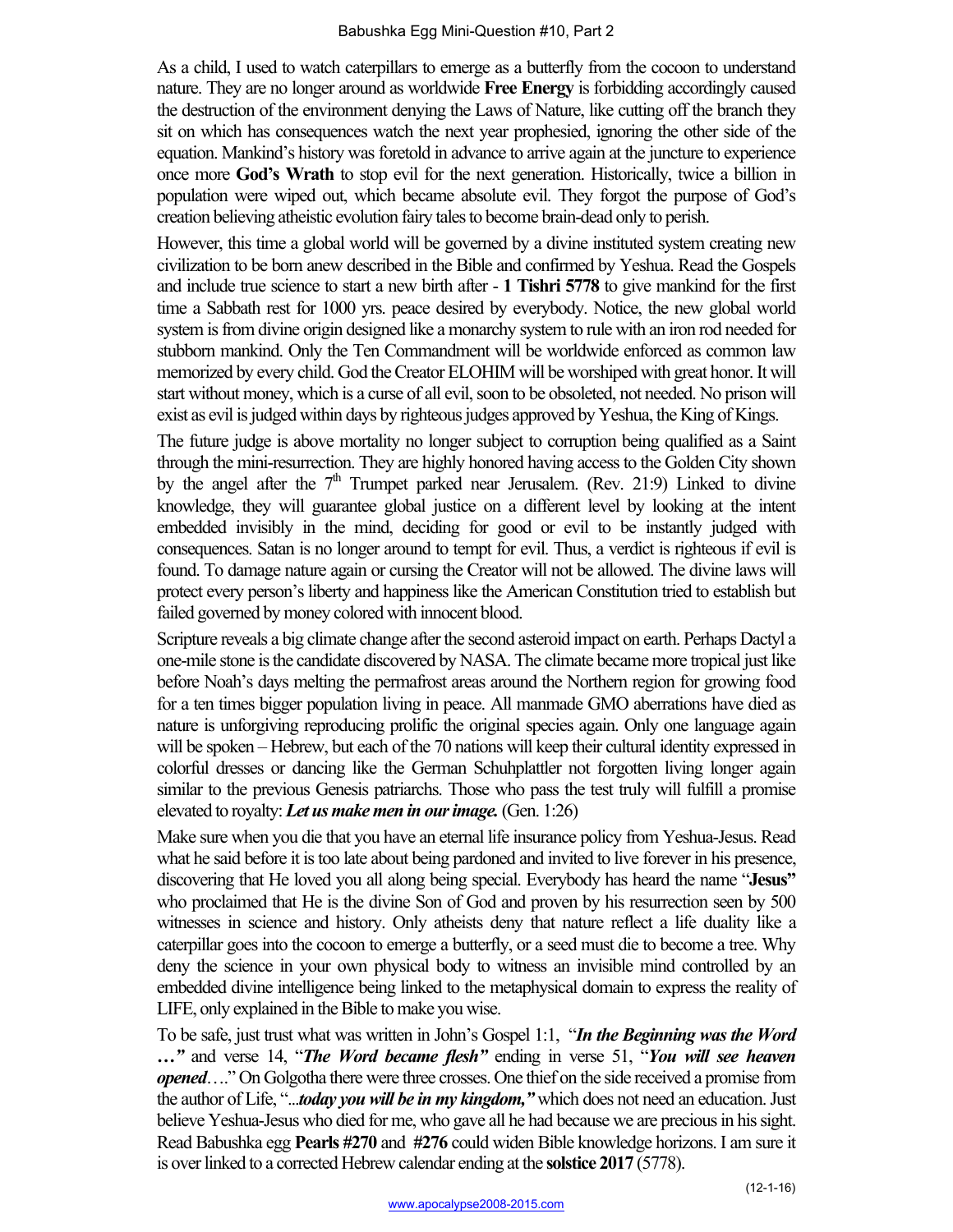As a child, I used to watch caterpillars to emerge as a butterfly from the cocoon to understand nature. They are no longer around as worldwide **Free Energy** is forbidding accordingly caused the destruction of the environment denying the Laws of Nature, like cutting off the branch they sit on which has consequences watch the next year prophesied, ignoring the other side of the equation. Mankind's history was foretold in advance to arrive again at the juncture to experience once more **God's Wrath** to stop evil for the next generation. Historically, twice a billion in population were wiped out, which became absolute evil. They forgot the purpose of God's creation believing atheistic evolution fairy tales to become brain-dead only to perish.

However, this time a global world will be governed by a divine instituted system creating new civilization to be born anew described in the Bible and confirmed by Yeshua. Read the Gospels and include true science to start a new birth after - **1 Tishri 5778** to give mankind for the first time a Sabbath rest for 1000 yrs. peace desired by everybody. Notice, the new global world system is from divine origin designed like a monarchy system to rule with an iron rod needed for stubborn mankind. Only the Ten Commandment will be worldwide enforced as common law memorized by every child. God the Creator ELOHIM will be worshiped with great honor. It will start without money, which is a curse of all evil, soon to be obsoleted, not needed. No prison will exist as evil is judged within days by righteous judges approved by Yeshua, the King of Kings.

The future judge is above mortality no longer subject to corruption being qualified as a Saint through the mini-resurrection. They are highly honored having access to the Golden City shown by the angel after the 7th Trumpet parked near Jerusalem. (Rev. 21:9) Linked to divine knowledge, they will guarantee global justice on a different level by looking at the intent embedded invisibly in the mind, deciding for good or evil to be instantly judged with consequences. Satan is no longer around to tempt for evil. Thus, a verdict is righteous if evil is found. To damage nature again or cursing the Creator will not be allowed. The divine laws will protect every person's liberty and happiness like the American Constitution tried to establish but failed governed by money colored with innocent blood.

Scripture reveals a big climate change after the second asteroid impact on earth. Perhaps Dactyl a one-mile stone is the candidate discovered by NASA. The climate became more tropical just like before Noah's days melting the permafrost areas around the Northern region for growing food for a ten times bigger population living in peace. All manmade GMO aberrations have died as nature is unforgiving reproducing prolific the original species again. Only one language again will be spoken – Hebrew, but each of the 70 nations will keep their cultural identity expressed in colorful dresses or dancing like the German Schuhplattler not forgotten living longer again similar to the previous Genesis patriarchs. Those who pass the test truly will fulfill a promise elevated to royalty: ***Let us make men in our image.*** (Gen. 1:26)

Make sure when you die that you have an eternal life insurance policy from Yeshua-Jesus. Read what he said before it is too late about being pardoned and invited to live forever in his presence, discovering that He loved you all along being special. Everybody has heard the name "**Jesus"** who proclaimed that He is the divine Son of God and proven by his resurrection seen by 500 witnesses in science and history. Only atheists deny that nature reflect a life duality like a caterpillar goes into the cocoon to emerge a butterfly, or a seed must die to become a tree. Why deny the science in your own physical body to witness an invisible mind controlled by an embedded divine intelligence being linked to the metaphysical domain to express the reality of LIFE, only explained in the Bible to make you wise.

To be safe, just trust what was written in John's Gospel 1:1, "***In the Beginning was the Word …"*** and verse 14, "***The Word became flesh"*** ending in verse 51, "***You will see heaven opened***…." On Golgotha there were three crosses. One thief on the side received a promise from the author of Life, "***...today you will be in my kingdom,"*** which does not need an education. Just believe Yeshua-Jesus who died for me, who gave all he had because we are precious in his sight. Read Babushka egg **Pearls #270** and **#276** could widen Bible knowledge horizons. I am sure it is over linked to a corrected Hebrew calendar ending at the **solstice 2017** (5778).

(12-1-16)

www.apocalypse2008-2015.com